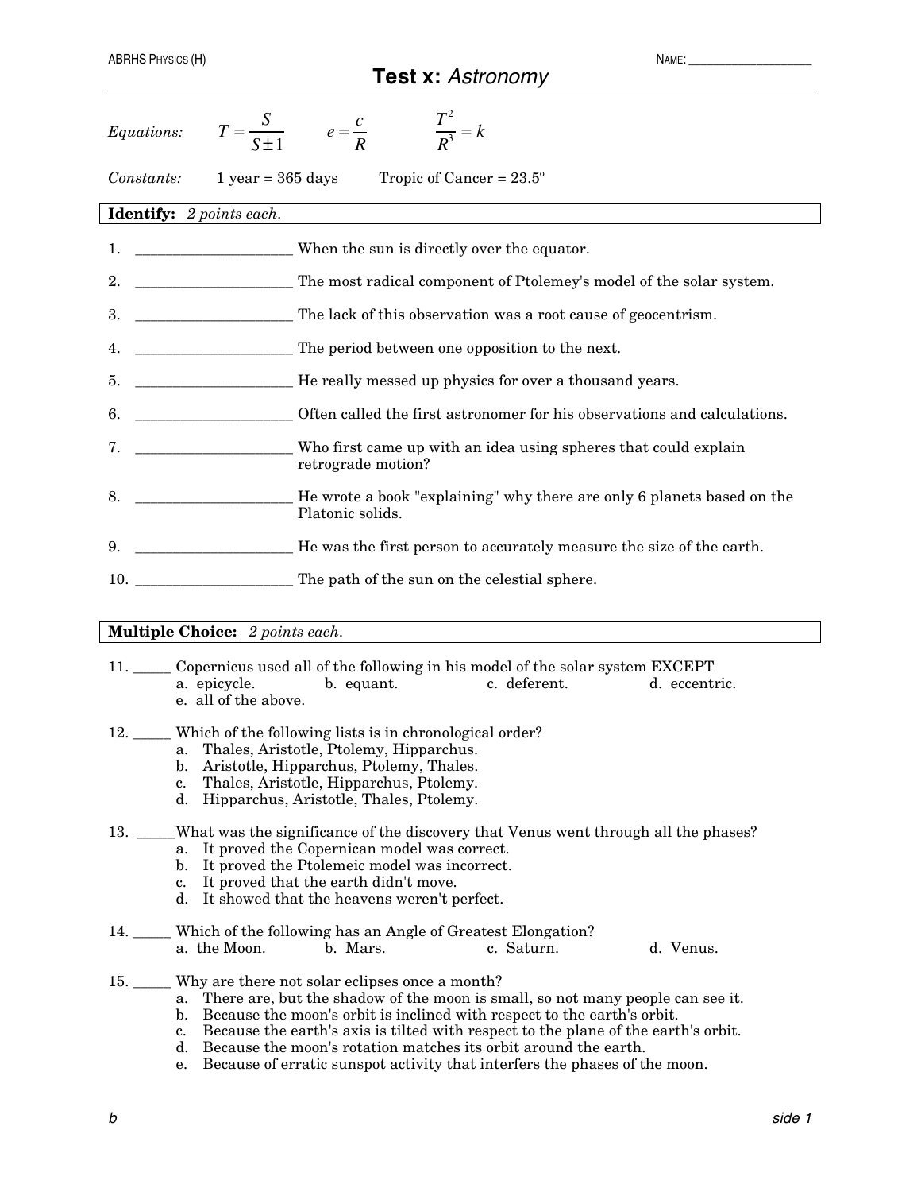ABRHS PHYSICS (H) NAME: ____________________

# Test x: *Astronomy*

*Equations:* $T = \dfrac{S}{S \pm 1}$ $e = \dfrac{c}{R}$ $\dfrac{T^2}{R^3} = k$

*Constants:* 1 year = 365 days Tropic of Cancer = 23.5°

**Identify:** *2 points each.*

1. _____________________ When the sun is directly over the equator.
2. _____________________ The most radical component of Ptolemey's model of the solar system.
3. _____________________ The lack of this observation was a root cause of geocentrism.
4. _____________________ The period between one opposition to the next.
5. _____________________ He really messed up physics for over a thousand years.
6. _____________________ Often called the first astronomer for his observations and calculations.
7. _____________________ Who first came up with an idea using spheres that could explain retrograde motion?
8. _____________________ He wrote a book "explaining" why there are only 6 planets based on the Platonic solids.
9. _____________________ He was the first person to accurately measure the size of the earth.
10. _____________________ The path of the sun on the celestial sphere.

**Multiple Choice:** *2 points each.*

11. _____ Copernicus used all of the following in his model of the solar system EXCEPT
    a. epicycle. b. equant. c. deferent. d. eccentric.
    e. all of the above.

12. _____ Which of the following lists is in chronological order?
    a. Thales, Aristotle, Ptolemy, Hipparchus.
    b. Aristotle, Hipparchus, Ptolemy, Thales.
    c. Thales, Aristotle, Hipparchus, Ptolemy.
    d. Hipparchus, Aristotle, Thales, Ptolemy.

13. _____What was the significance of the discovery that Venus went through all the phases?
    a. It proved the Copernican model was correct.
    b. It proved the Ptolemeic model was incorrect.
    c. It proved that the earth didn't move.
    d. It showed that the heavens weren't perfect.

14. _____ Which of the following has an Angle of Greatest Elongation?
    a. the Moon. b. Mars. c. Saturn. d. Venus.

15. _____ Why are there not solar eclipses once a month?
    a. There are, but the shadow of the moon is small, so not many people can see it.
    b. Because the moon's orbit is inclined with respect to the earth's orbit.
    c. Because the earth's axis is tilted with respect to the plane of the earth's orbit.
    d. Because the moon's rotation matches its orbit around the earth.
    e. Because of erratic sunspot activity that interfers the phases of the moon.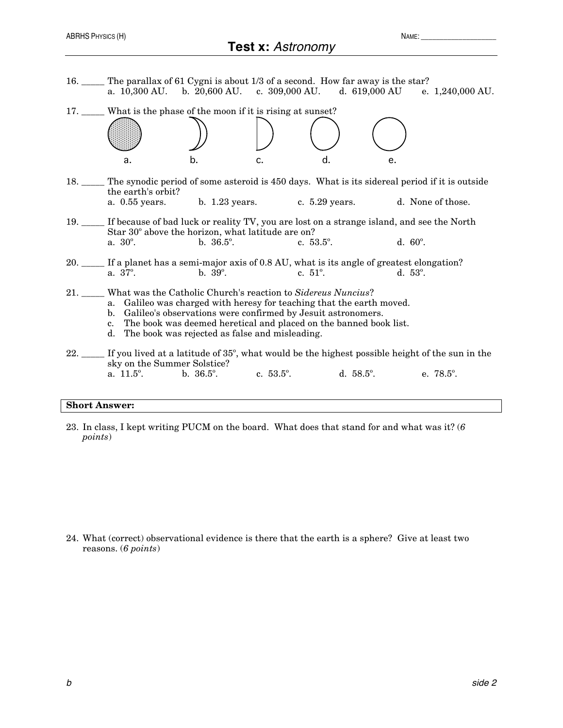16. _____ The parallax of 61 Cygni is about 1/3 of a second. How far away is the star?
 a. 10,300 AU. b. 20,600 AU. c. 309,000 AU. d. 619,000 AU e. 1,240,000 AU.

17. _____ What is the phase of the moon if it is rising at sunset?

 a. b. c. d. e.

18. _____ The synodic period of some asteroid is 450 days. What is its sidereal period if it is outside the earth's orbit?
 a. 0.55 years. b. 1.23 years. c. 5.29 years. d. None of those.

19. _____ If because of bad luck or reality TV, you are lost on a strange island, and see the North Star 30º above the horizon, what latitude are on?
 a. 30º. b. 36.5º. c. 53.5º. d. 60º.

20. _____ If a planet has a semi-major axis of 0.8 AU, what is its angle of greatest elongation?
 a. 37º. b. 39º. c. 51º. d. 53º.

21. _____ What was the Catholic Church's reaction to *Sidereus Nuncius*?
 a. Galileo was charged with heresy for teaching that the earth moved.
 b. Galileo's observations were confirmed by Jesuit astronomers.
 c. The book was deemed heretical and placed on the banned book list.
 d. The book was rejected as false and misleading.

22. _____ If you lived at a latitude of 35º, what would be the highest possible height of the sun in the sky on the Summer Solstice?
 a. 11.5º. b. 36.5º. c. 53.5º. d. 58.5º. e. 78.5º.

**Short Answer:**

23. In class, I kept writing PUCM on the board. What does that stand for and what was it? (*6 points*)

24. What (correct) observational evidence is there that the earth is a sphere? Give at least two reasons. (*6 points*)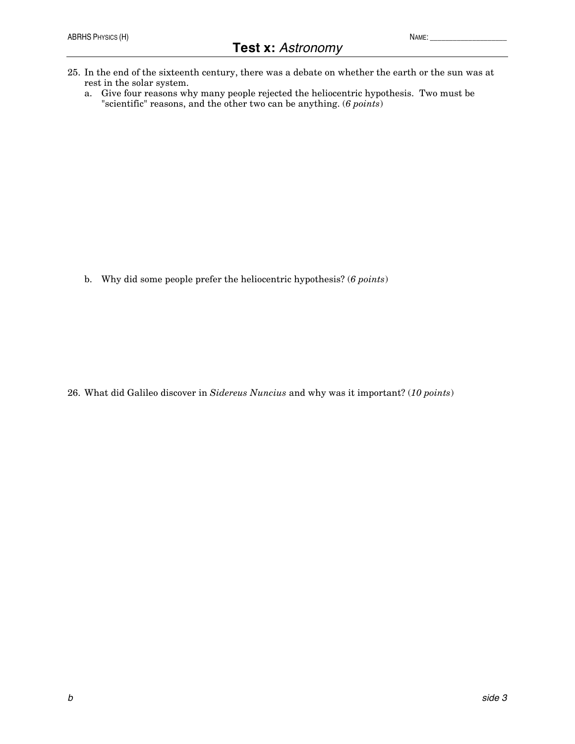25. In the end of the sixteenth century, there was a debate on whether the earth or the sun was at rest in the solar system.
    a. Give four reasons why many people rejected the heliocentric hypothesis. Two must be "scientific" reasons, and the other two can be anything. (*6 points*)

    b. Why did some people prefer the heliocentric hypothesis? (*6 points*)

26. What did Galileo discover in *Sidereus Nuncius* and why was it important? (*10 points*)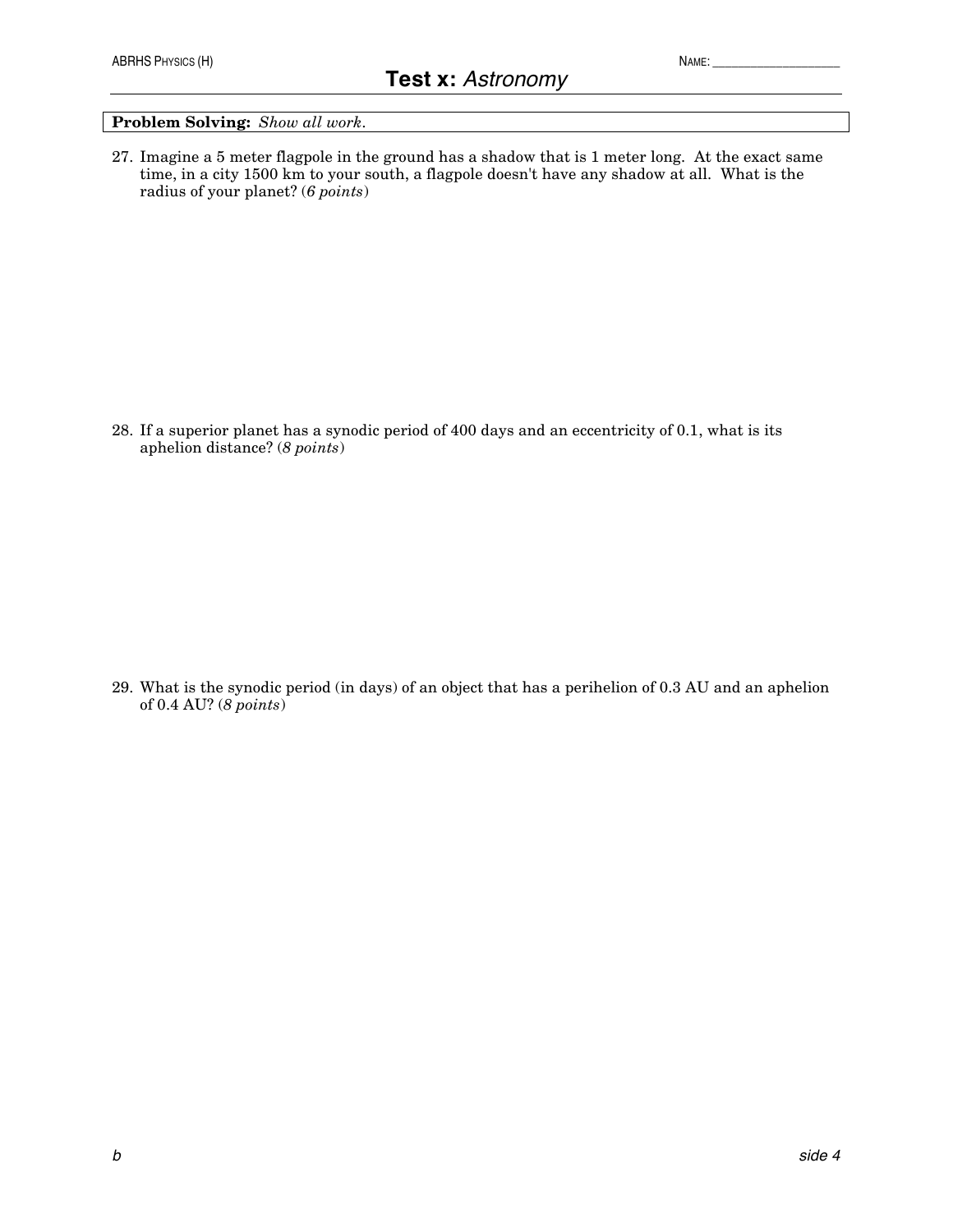**Problem Solving:** *Show all work.*

27. Imagine a 5 meter flagpole in the ground has a shadow that is 1 meter long. At the exact same time, in a city 1500 km to your south, a flagpole doesn't have any shadow at all. What is the radius of your planet? (*6 points*)

28. If a superior planet has a synodic period of 400 days and an eccentricity of 0.1, what is its aphelion distance? (*8 points*)

29. What is the synodic period (in days) of an object that has a perihelion of 0.3 AU and an aphelion of 0.4 AU? (*8 points*)